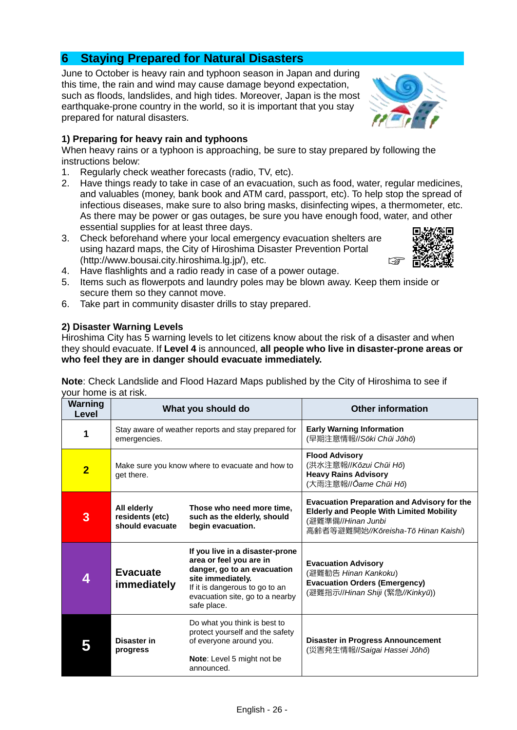## 6 Staying Prepared for Natural Disasters

June to October is heavy rain and typhoon season in Japan and during this time, the rain and wind may cause damage beyond expectation, such as floods, landslides, and high tides. Moreover, Japan is the most earthquake-prone country in the world, so it is important that you stay prepared for natural disasters.

### 1) Preparing for heavy rain and typhoons

When heavy rains or a typhoon is approaching, be sure to stay prepared by following the instructions below:

1. Regularly check weather forecasts (radio, TV, etc).
2. Have things ready to take in case of an evacuation, such as food, water, regular medicines, and valuables (money, bank book and ATM card, passport, etc). To help stop the spread of infectious diseases, make sure to also bring masks, disinfecting wipes, a thermometer, etc. As there may be power or gas outages, be sure you have enough food, water, and other essential supplies for at least three days.
3. Check beforehand where your local emergency evacuation shelters are using hazard maps, the City of Hiroshima Disaster Prevention Portal (http://www.bousai.city.hiroshima.lg.jp/), etc. ☞
4. Have flashlights and a radio ready in case of a power outage.
5. Items such as flowerpots and laundry poles may be blown away. Keep them inside or secure them so they cannot move.
6. Take part in community disaster drills to stay prepared.

### 2) Disaster Warning Levels

Hiroshima City has 5 warning levels to let citizens know about the risk of a disaster and when they should evacuate. If **Level 4** is announced, **all people who live in disaster-prone areas or who feel they are in danger should evacuate immediately.**

**Note**: Check Landslide and Flood Hazard Maps published by the City of Hiroshima to see if your home is at risk.

| Warning Level | What you should do | | Other information |
|---|---|---|---|
| 1 | Stay aware of weather reports and stay prepared for emergencies. | | **Early Warning Information** (早期注意情報//*Sōki Chūi Jōhō*) |
| 2 | Make sure you know where to evacuate and how to get there. | | **Flood Advisory** (洪水注意報//*Kōzui Chūi Hō*) **Heavy Rains Advisory** (大雨注意報//*Ōame Chūi Hō*) |
| 3 | **All elderly residents (etc) should evacuate** | **Those who need more time, such as the elderly, should begin evacuation.** | **Evacuation Preparation and Advisory for the Elderly and People With Limited Mobility** (避難準備//*Hinan Junbi* 高齢者等避難開始//*Kōreisha-Tō Hinan Kaishi*) |
| 4 | **Evacuate immediately** | **If you live in a disaster-prone area or feel you are in danger, go to an evacuation site immediately.** If it is dangerous to go to an evacuation site, go to a nearby safe place. | **Evacuation Advisory** (避難勧告 *Hinan Kankoku*) **Evacuation Orders (Emergency)** (避難指示//*Hinan Shiji* (緊急//*Kinkyū*)) |
| 5 | **Disaster in progress** | Do what you think is best to protect yourself and the safety of everyone around you. **Note**: Level 5 might not be announced. | **Disaster in Progress Announcement** (災害発生情報//*Saigai Hassei Jōhō*) |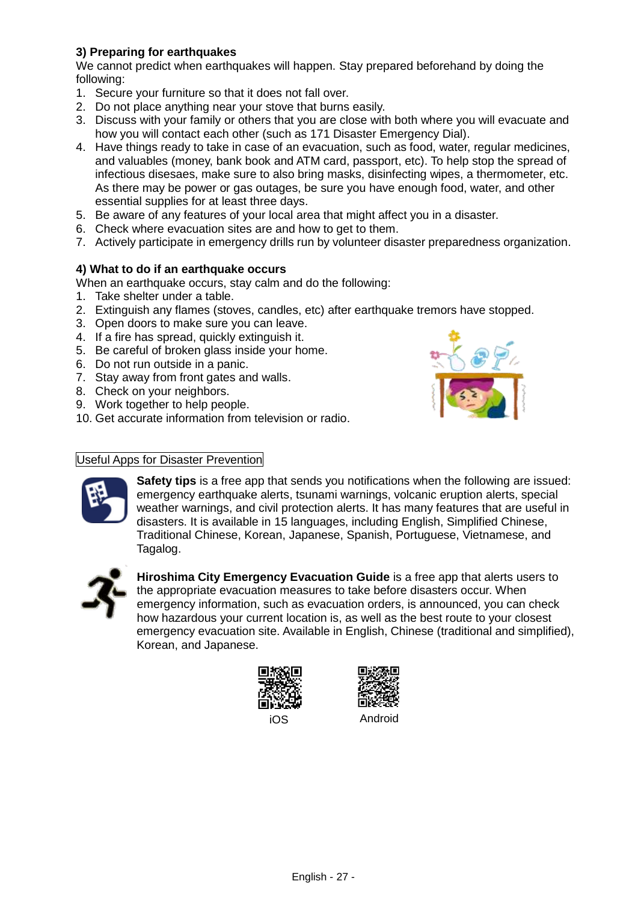### 3) Preparing for earthquakes

We cannot predict when earthquakes will happen. Stay prepared beforehand by doing the following:

1. Secure your furniture so that it does not fall over.
2. Do not place anything near your stove that burns easily.
3. Discuss with your family or others that you are close with both where you will evacuate and how you will contact each other (such as 171 Disaster Emergency Dial).
4. Have things ready to take in case of an evacuation, such as food, water, regular medicines, and valuables (money, bank book and ATM card, passport, etc). To help stop the spread of infectious disesaes, make sure to also bring masks, disinfecting wipes, a thermometer, etc. As there may be power or gas outages, be sure you have enough food, water, and other essential supplies for at least three days.
5. Be aware of any features of your local area that might affect you in a disaster.
6. Check where evacuation sites are and how to get to them.
7. Actively participate in emergency drills run by volunteer disaster preparedness organization.

### 4) What to do if an earthquake occurs

When an earthquake occurs, stay calm and do the following:

1. Take shelter under a table.
2. Extinguish any flames (stoves, candles, etc) after earthquake tremors have stopped.
3. Open doors to make sure you can leave.
4. If a fire has spread, quickly extinguish it.
5. Be careful of broken glass inside your home.
6. Do not run outside in a panic.
7. Stay away from front gates and walls.
8. Check on your neighbors.
9. Work together to help people.
10. Get accurate information from television or radio.

Useful Apps for Disaster Prevention

**Safety tips** is a free app that sends you notifications when the following are issued: emergency earthquake alerts, tsunami warnings, volcanic eruption alerts, special weather warnings, and civil protection alerts. It has many features that are useful in disasters. It is available in 15 languages, including English, Simplified Chinese, Traditional Chinese, Korean, Japanese, Spanish, Portuguese, Vietnamese, and Tagalog.

**Hiroshima City Emergency Evacuation Guide** is a free app that alerts users to the appropriate evacuation measures to take before disasters occur. When emergency information, such as evacuation orders, is announced, you can check how hazardous your current location is, as well as the best route to your closest emergency evacuation site. Available in English, Chinese (traditional and simplified), Korean, and Japanese.

iOS Android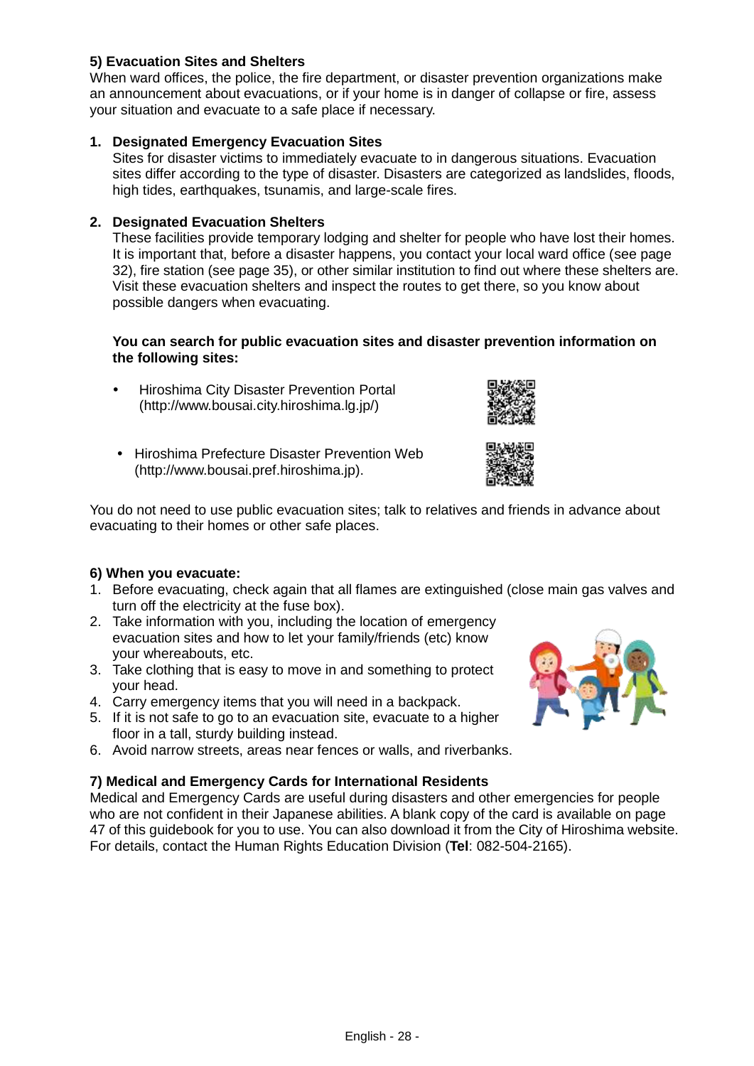**5) Evacuation Sites and Shelters**

When ward offices, the police, the fire department, or disaster prevention organizations make an announcement about evacuations, or if your home is in danger of collapse or fire, assess your situation and evacuate to a safe place if necessary.

1. **Designated Emergency Evacuation Sites**
   Sites for disaster victims to immediately evacuate to in dangerous situations. Evacuation sites differ according to the type of disaster. Disasters are categorized as landslides, floods, high tides, earthquakes, tsunamis, and large-scale fires.

2. **Designated Evacuation Shelters**
   These facilities provide temporary lodging and shelter for people who have lost their homes. It is important that, before a disaster happens, you contact your local ward office (see page 32), fire station (see page 35), or other similar institution to find out where these shelters are. Visit these evacuation shelters and inspect the routes to get there, so you know about possible dangers when evacuating.

   **You can search for public evacuation sites and disaster prevention information on the following sites:**

   - Hiroshima City Disaster Prevention Portal (http://www.bousai.city.hiroshima.lg.jp/)
   - Hiroshima Prefecture Disaster Prevention Web (http://www.bousai.pref.hiroshima.jp).

You do not need to use public evacuation sites; talk to relatives and friends in advance about evacuating to their homes or other safe places.

**6) When you evacuate:**

1. Before evacuating, check again that all flames are extinguished (close main gas valves and turn off the electricity at the fuse box).
2. Take information with you, including the location of emergency evacuation sites and how to let your family/friends (etc) know your whereabouts, etc.
3. Take clothing that is easy to move in and something to protect your head.
4. Carry emergency items that you will need in a backpack.
5. If it is not safe to go to an evacuation site, evacuate to a higher floor in a tall, sturdy building instead.
6. Avoid narrow streets, areas near fences or walls, and riverbanks.

**7) Medical and Emergency Cards for International Residents**

Medical and Emergency Cards are useful during disasters and other emergencies for people who are not confident in their Japanese abilities. A blank copy of the card is available on page 47 of this guidebook for you to use. You can also download it from the City of Hiroshima website. For details, contact the Human Rights Education Division (**Tel**: 082-504-2165).